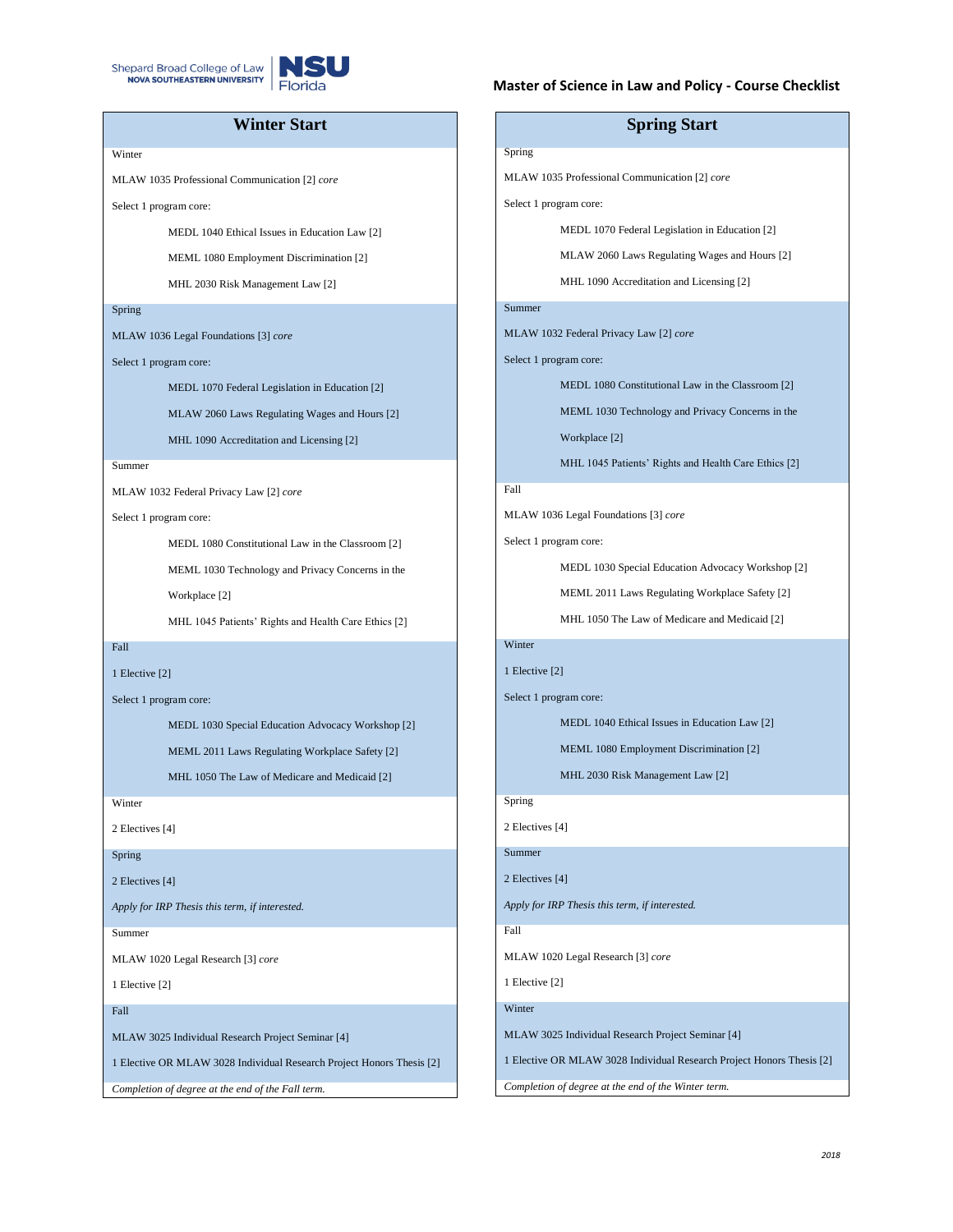Shepard Broad College of Law
NOVA SOUTHEASTERN UNIVERSITY
NSU Florida

# Master of Science in Law and Policy - Course Checklist

## Winter Start

Winter

MLAW 1035 Professional Communication [2] *core*

Select 1 program core:

- MEDL 1040 Ethical Issues in Education Law [2]
- MEML 1080 Employment Discrimination [2]
- MHL 2030 Risk Management Law [2]

Spring

MLAW 1036 Legal Foundations [3] *core*

Select 1 program core:

- MEDL 1070 Federal Legislation in Education [2]
- MLAW 2060 Laws Regulating Wages and Hours [2]
- MHL 1090 Accreditation and Licensing [2]

Summer

MLAW 1032 Federal Privacy Law [2] *core*

Select 1 program core:

- MEDL 1080 Constitutional Law in the Classroom [2]
- MEML 1030 Technology and Privacy Concerns in the Workplace [2]
- MHL 1045 Patients' Rights and Health Care Ethics [2]

Fall

1 Elective [2]

Select 1 program core:

- MEDL 1030 Special Education Advocacy Workshop [2]
- MEML 2011 Laws Regulating Workplace Safety [2]
- MHL 1050 The Law of Medicare and Medicaid [2]

Winter

2 Electives [4]

Spring

2 Electives [4]

*Apply for IRP Thesis this term, if interested.*

Summer

MLAW 1020 Legal Research [3] *core*

1 Elective [2]

Fall

MLAW 3025 Individual Research Project Seminar [4]

1 Elective OR MLAW 3028 Individual Research Project Honors Thesis [2]

*Completion of degree at the end of the Fall term.*

## Spring Start

Spring

MLAW 1035 Professional Communication [2] *core*

Select 1 program core:

- MEDL 1070 Federal Legislation in Education [2]
- MLAW 2060 Laws Regulating Wages and Hours [2]
- MHL 1090 Accreditation and Licensing [2]

Summer

MLAW 1032 Federal Privacy Law [2] *core*

Select 1 program core:

- MEDL 1080 Constitutional Law in the Classroom [2]
- MEML 1030 Technology and Privacy Concerns in the Workplace [2]
- MHL 1045 Patients' Rights and Health Care Ethics [2]

Fall

MLAW 1036 Legal Foundations [3] *core*

Select 1 program core:

- MEDL 1030 Special Education Advocacy Workshop [2]
- MEML 2011 Laws Regulating Workplace Safety [2]
- MHL 1050 The Law of Medicare and Medicaid [2]

Winter

1 Elective [2]

Select 1 program core:

- MEDL 1040 Ethical Issues in Education Law [2]
- MEML 1080 Employment Discrimination [2]
- MHL 2030 Risk Management Law [2]

Spring

2 Electives [4]

Summer

2 Electives [4]

*Apply for IRP Thesis this term, if interested.*

Fall

MLAW 1020 Legal Research [3] *core*

1 Elective [2]

Winter

MLAW 3025 Individual Research Project Seminar [4]

1 Elective OR MLAW 3028 Individual Research Project Honors Thesis [2]

*Completion of degree at the end of the Winter term.*

*2018*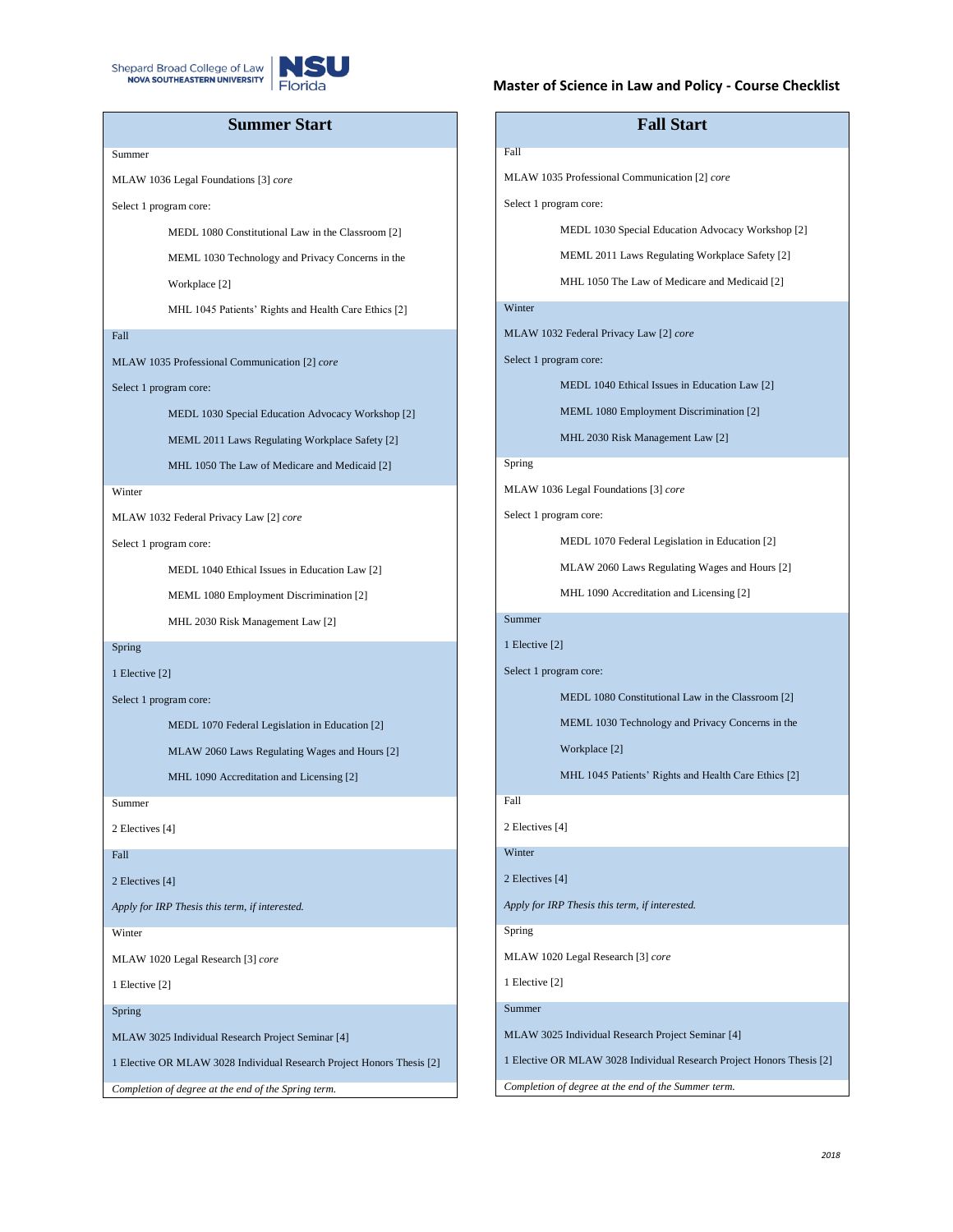Shepard Broad College of Law
NOVA SOUTHEASTERN UNIVERSITY
NSU Florida

# Master of Science in Law and Policy - Course Checklist

## Summer Start

**Summer**

MLAW 1036 Legal Foundations [3] *core*

Select 1 program core:

- MEDL 1080 Constitutional Law in the Classroom [2]
- MEML 1030 Technology and Privacy Concerns in the Workplace [2]
- MHL 1045 Patients' Rights and Health Care Ethics [2]

**Fall**

MLAW 1035 Professional Communication [2] *core*

Select 1 program core:

- MEDL 1030 Special Education Advocacy Workshop [2]
- MEML 2011 Laws Regulating Workplace Safety [2]
- MHL 1050 The Law of Medicare and Medicaid [2]

**Winter**

MLAW 1032 Federal Privacy Law [2] *core*

Select 1 program core:

- MEDL 1040 Ethical Issues in Education Law [2]
- MEML 1080 Employment Discrimination [2]
- MHL 2030 Risk Management Law [2]

**Spring**

1 Elective [2]

Select 1 program core:

- MEDL 1070 Federal Legislation in Education [2]
- MLAW 2060 Laws Regulating Wages and Hours [2]
- MHL 1090 Accreditation and Licensing [2]

**Summer**

2 Electives [4]

**Fall**

2 Electives [4]

*Apply for IRP Thesis this term, if interested.*

**Winter**

MLAW 1020 Legal Research [3] *core*

1 Elective [2]

**Spring**

MLAW 3025 Individual Research Project Seminar [4]

1 Elective OR MLAW 3028 Individual Research Project Honors Thesis [2]

*Completion of degree at the end of the Spring term.*

## Fall Start

**Fall**

MLAW 1035 Professional Communication [2] *core*

Select 1 program core:

- MEDL 1030 Special Education Advocacy Workshop [2]
- MEML 2011 Laws Regulating Workplace Safety [2]
- MHL 1050 The Law of Medicare and Medicaid [2]

**Winter**

MLAW 1032 Federal Privacy Law [2] *core*

Select 1 program core:

- MEDL 1040 Ethical Issues in Education Law [2]
- MEML 1080 Employment Discrimination [2]
- MHL 2030 Risk Management Law [2]

**Spring**

MLAW 1036 Legal Foundations [3] *core*

Select 1 program core:

- MEDL 1070 Federal Legislation in Education [2]
- MLAW 2060 Laws Regulating Wages and Hours [2]
- MHL 1090 Accreditation and Licensing [2]

**Summer**

1 Elective [2]

Select 1 program core:

- MEDL 1080 Constitutional Law in the Classroom [2]
- MEML 1030 Technology and Privacy Concerns in the Workplace [2]
- MHL 1045 Patients' Rights and Health Care Ethics [2]

**Fall**

2 Electives [4]

**Winter**

2 Electives [4]

*Apply for IRP Thesis this term, if interested.*

**Spring**

MLAW 1020 Legal Research [3] *core*

1 Elective [2]

**Summer**

MLAW 3025 Individual Research Project Seminar [4]

1 Elective OR MLAW 3028 Individual Research Project Honors Thesis [2]

*Completion of degree at the end of the Summer term.*

*2018*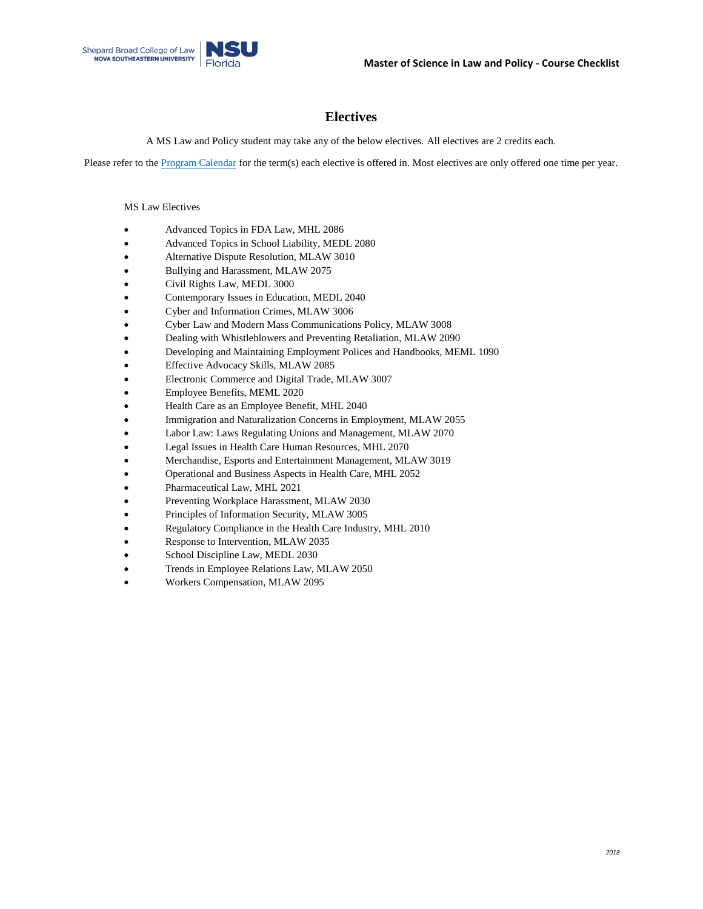# Electives

A MS Law and Policy student may take any of the below electives. All electives are 2 credits each.

Please refer to the Program Calendar for the term(s) each elective is offered in. Most electives are only offered one time per year.

MS Law Electives

- Advanced Topics in FDA Law, MHL 2086
- Advanced Topics in School Liability, MEDL 2080
- Alternative Dispute Resolution, MLAW 3010
- Bullying and Harassment, MLAW 2075
- Civil Rights Law, MEDL 3000
- Contemporary Issues in Education, MEDL 2040
- Cyber and Information Crimes, MLAW 3006
- Cyber Law and Modern Mass Communications Policy, MLAW 3008
- Dealing with Whistleblowers and Preventing Retaliation, MLAW 2090
- Developing and Maintaining Employment Polices and Handbooks, MEML 1090
- Effective Advocacy Skills, MLAW 2085
- Electronic Commerce and Digital Trade, MLAW 3007
- Employee Benefits, MEML 2020
- Health Care as an Employee Benefit, MHL 2040
- Immigration and Naturalization Concerns in Employment, MLAW 2055
- Labor Law: Laws Regulating Unions and Management, MLAW 2070
- Legal Issues in Health Care Human Resources, MHL 2070
- Merchandise, Esports and Entertainment Management, MLAW 3019
- Operational and Business Aspects in Health Care, MHL 2052
- Pharmaceutical Law, MHL 2021
- Preventing Workplace Harassment, MLAW 2030
- Principles of Information Security, MLAW 3005
- Regulatory Compliance in the Health Care Industry, MHL 2010
- Response to Intervention, MLAW 2035
- School Discipline Law, MEDL 2030
- Trends in Employee Relations Law, MLAW 2050
- Workers Compensation, MLAW 2095